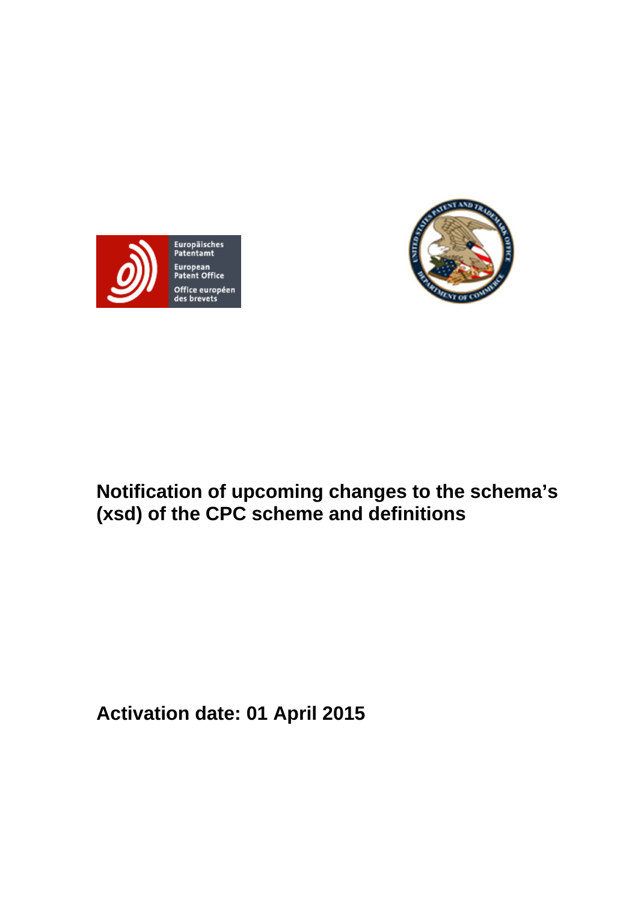# Notification of upcoming changes to the schema's (xsd) of the CPC scheme and definitions

**Activation date: 01 April 2015**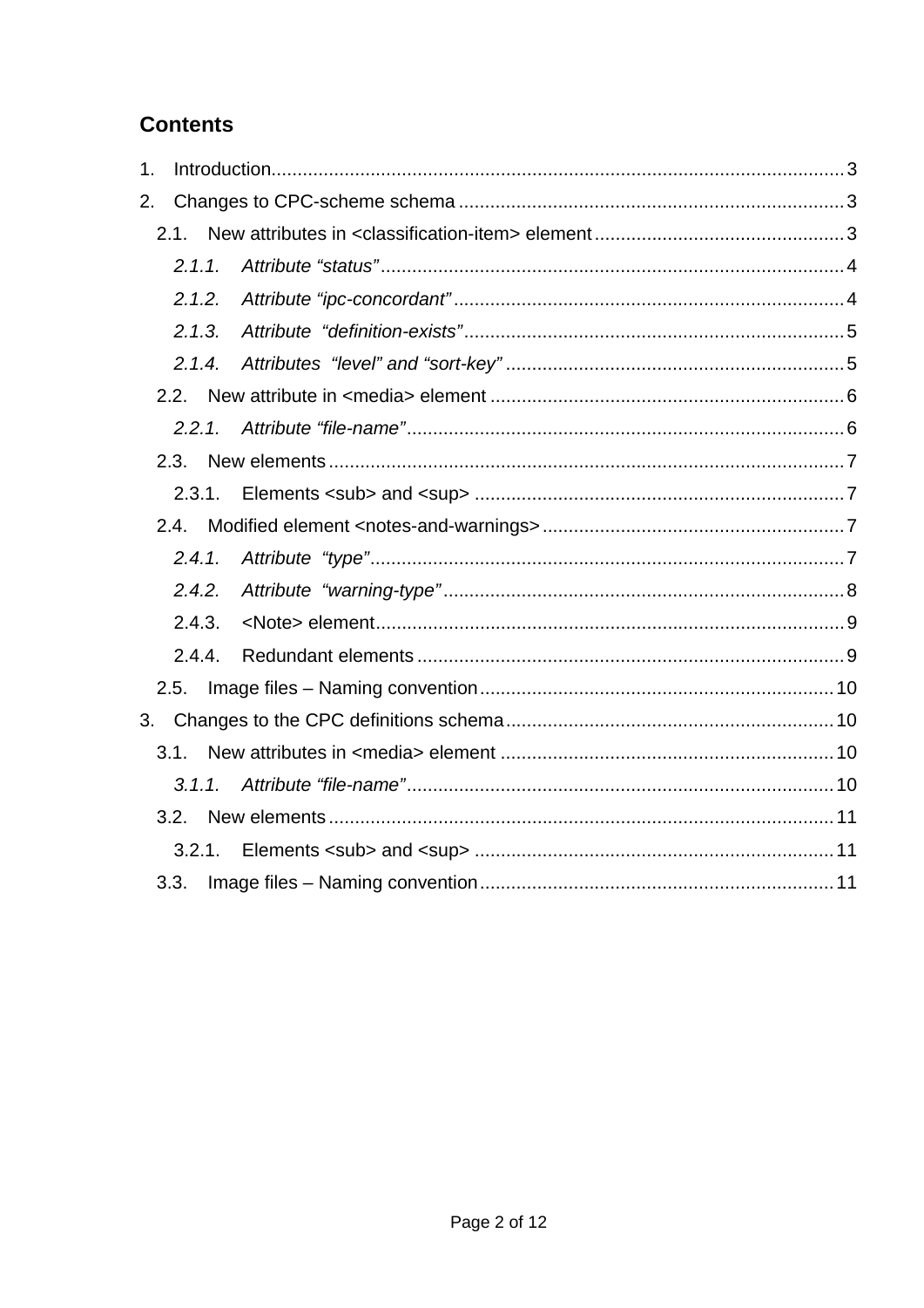## Contents

1. Introduction .......... 3
2. Changes to CPC-scheme schema .......... 3
   - 2.1. New attributes in <classification-item> element .......... 3
     - *2.1.1. Attribute “status”* .......... 4
     - *2.1.2. Attribute “ipc-concordant”* .......... 4
     - *2.1.3. Attribute “definition-exists”* .......... 5
     - *2.1.4. Attributes “level” and “sort-key”* .......... 5
   - 2.2. New attribute in <media> element .......... 6
     - *2.2.1. Attribute “file-name”* .......... 6
   - 2.3. New elements .......... 7
     - 2.3.1. Elements <sub> and <sup> .......... 7
   - 2.4. Modified element <notes-and-warnings> .......... 7
     - *2.4.1. Attribute “type”* .......... 7
     - *2.4.2. Attribute “warning-type”* .......... 8
     - 2.4.3. <Note> element .......... 9
     - 2.4.4. Redundant elements .......... 9
   - 2.5. Image files – Naming convention .......... 10
3. Changes to the CPC definitions schema .......... 10
   - 3.1. New attributes in <media> element .......... 10
     - *3.1.1. Attribute “file-name”* .......... 10
   - 3.2. New elements .......... 11
     - 3.2.1. Elements <sub> and <sup> .......... 11
   - 3.3. Image files – Naming convention .......... 11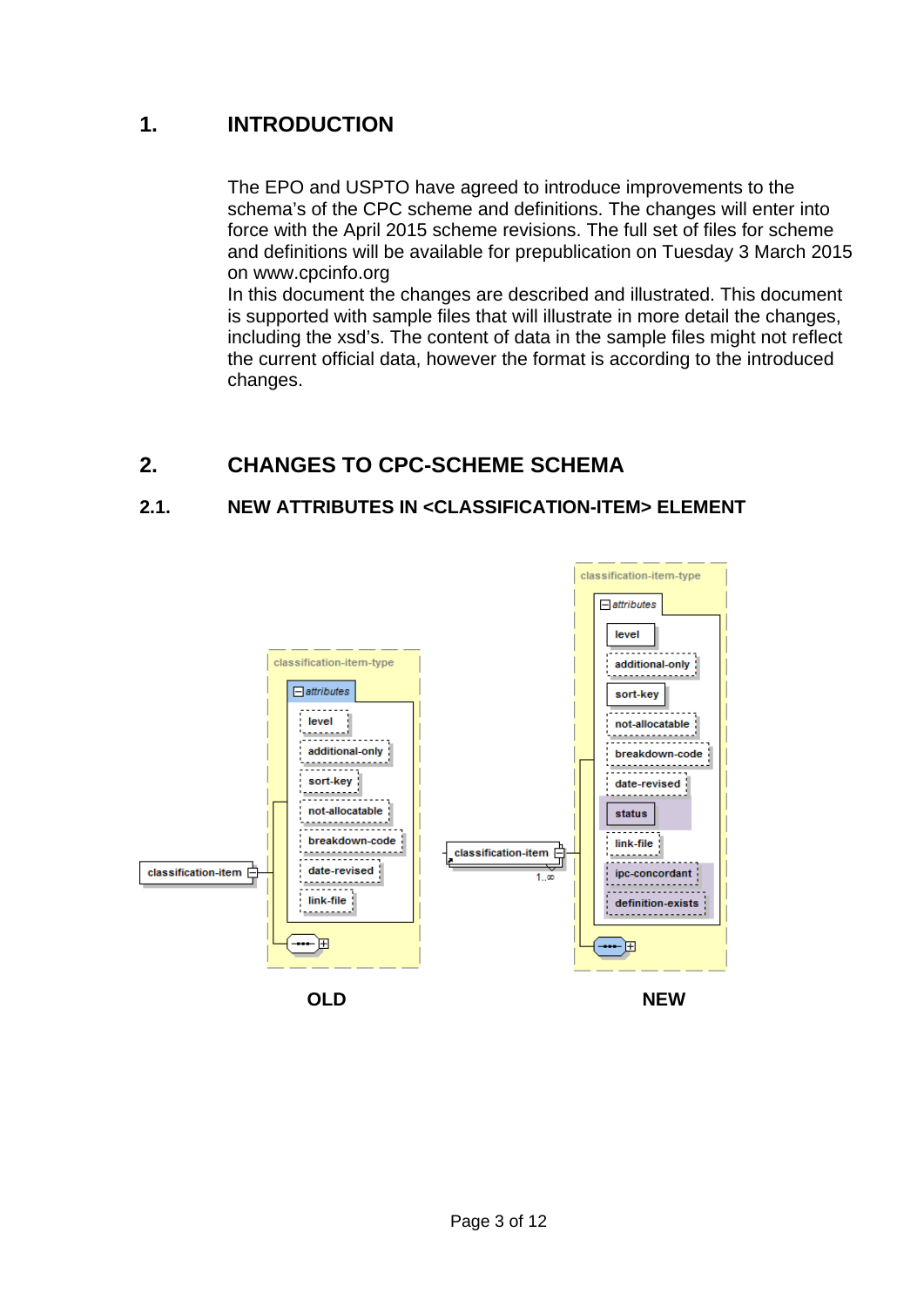# 1. INTRODUCTION

The EPO and USPTO have agreed to introduce improvements to the schema's of the CPC scheme and definitions. The changes will enter into force with the April 2015 scheme revisions. The full set of files for scheme and definitions will be available for prepublication on Tuesday 3 March 2015 on www.cpcinfo.org

In this document the changes are described and illustrated. This document is supported with sample files that will illustrate in more detail the changes, including the xsd's. The content of data in the sample files might not reflect the current official data, however the format is according to the introduced changes.

# 2. CHANGES TO CPC-SCHEME SCHEMA

## 2.1. NEW ATTRIBUTES IN <CLASSIFICATION-ITEM> ELEMENT

classification-item-type

attributes

- level
- additional-only
- sort-key
- not-allocatable
- breakdown-code
- date-revised
- link-file

classification-item

**OLD**

classification-item-type

attributes

- level
- additional-only
- sort-key
- not-allocatable
- breakdown-code
- date-revised
- status
- link-file
- ipc-concordant
- definition-exists

classification-item 1..∞

**NEW**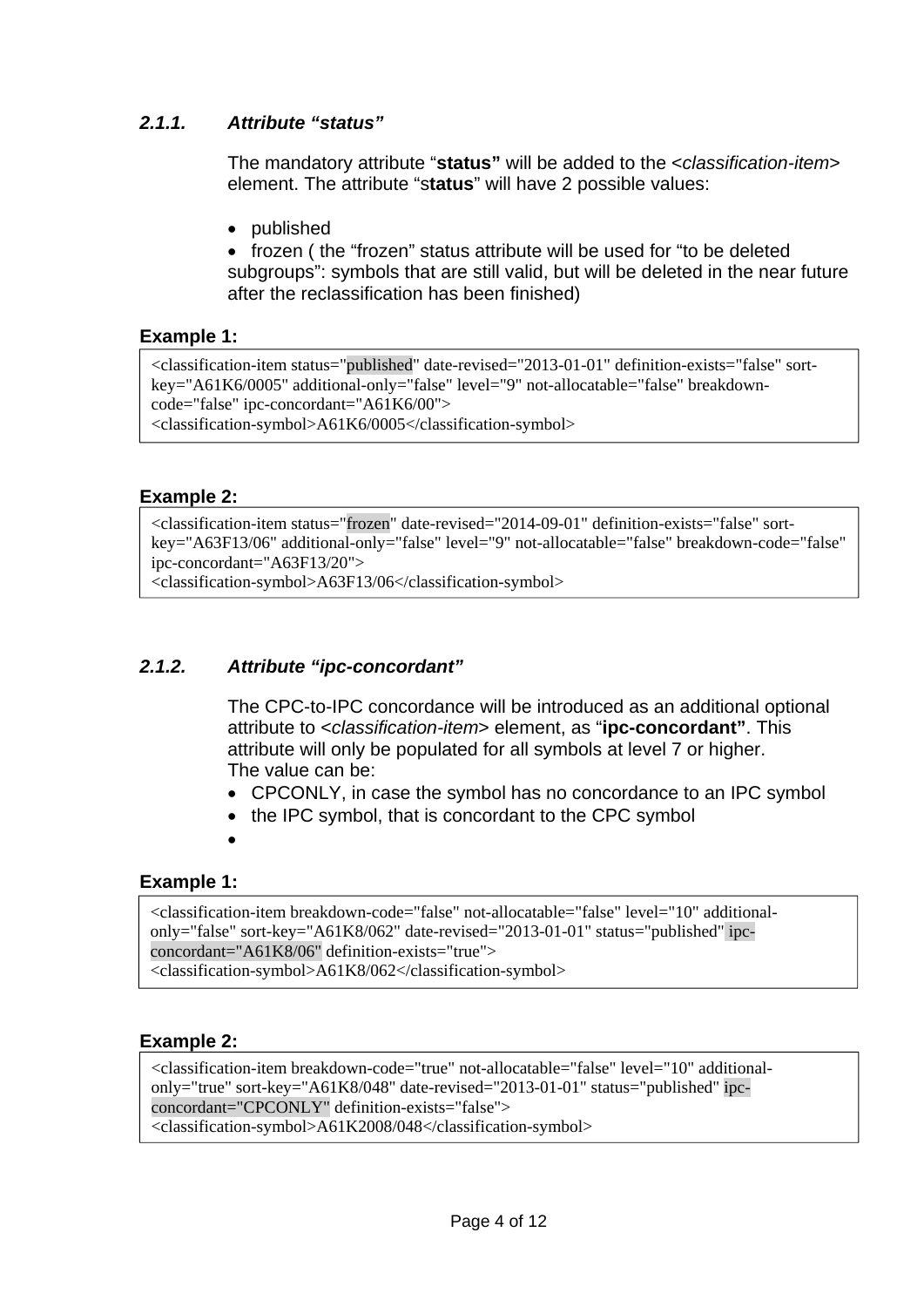### 2.1.1. *Attribute "status"*

The mandatory attribute "**status"** will be added to the <*classification-item*> element. The attribute "s**tatus**" will have 2 possible values:

- published
- frozen ( the "frozen" status attribute will be used for "to be deleted subgroups": symbols that are still valid, but will be deleted in the near future after the reclassification has been finished)

**Example 1:**

```
<classification-item status="published" date-revised="2013-01-01" definition-exists="false" sort-key="A61K6/0005" additional-only="false" level="9" not-allocatable="false" breakdown-code="false" ipc-concordant="A61K6/00">
<classification-symbol>A61K6/0005</classification-symbol>
```

**Example 2:**

```
<classification-item status="frozen" date-revised="2014-09-01" definition-exists="false" sort-key="A63F13/06" additional-only="false" level="9" not-allocatable="false" breakdown-code="false" ipc-concordant="A63F13/20">
<classification-symbol>A63F13/06</classification-symbol>
```

### 2.1.2. *Attribute "ipc-concordant"*

The CPC-to-IPC concordance will be introduced as an additional optional attribute to <*classification-item*> element, as "**ipc-concordant"**. This attribute will only be populated for all symbols at level 7 or higher.
The value can be:

- CPCONLY, in case the symbol has no concordance to an IPC symbol
- the IPC symbol, that is concordant to the CPC symbol
- 

**Example 1:**

```
<classification-item breakdown-code="false" not-allocatable="false" level="10" additional-only="false" sort-key="A61K8/062" date-revised="2013-01-01" status="published" ipc-concordant="A61K8/06" definition-exists="true">
<classification-symbol>A61K8/062</classification-symbol>
```

**Example 2:**

```
<classification-item breakdown-code="true" not-allocatable="false" level="10" additional-only="true" sort-key="A61K8/048" date-revised="2013-01-01" status="published" ipc-concordant="CPCONLY" definition-exists="false">
<classification-symbol>A61K2008/048</classification-symbol>
```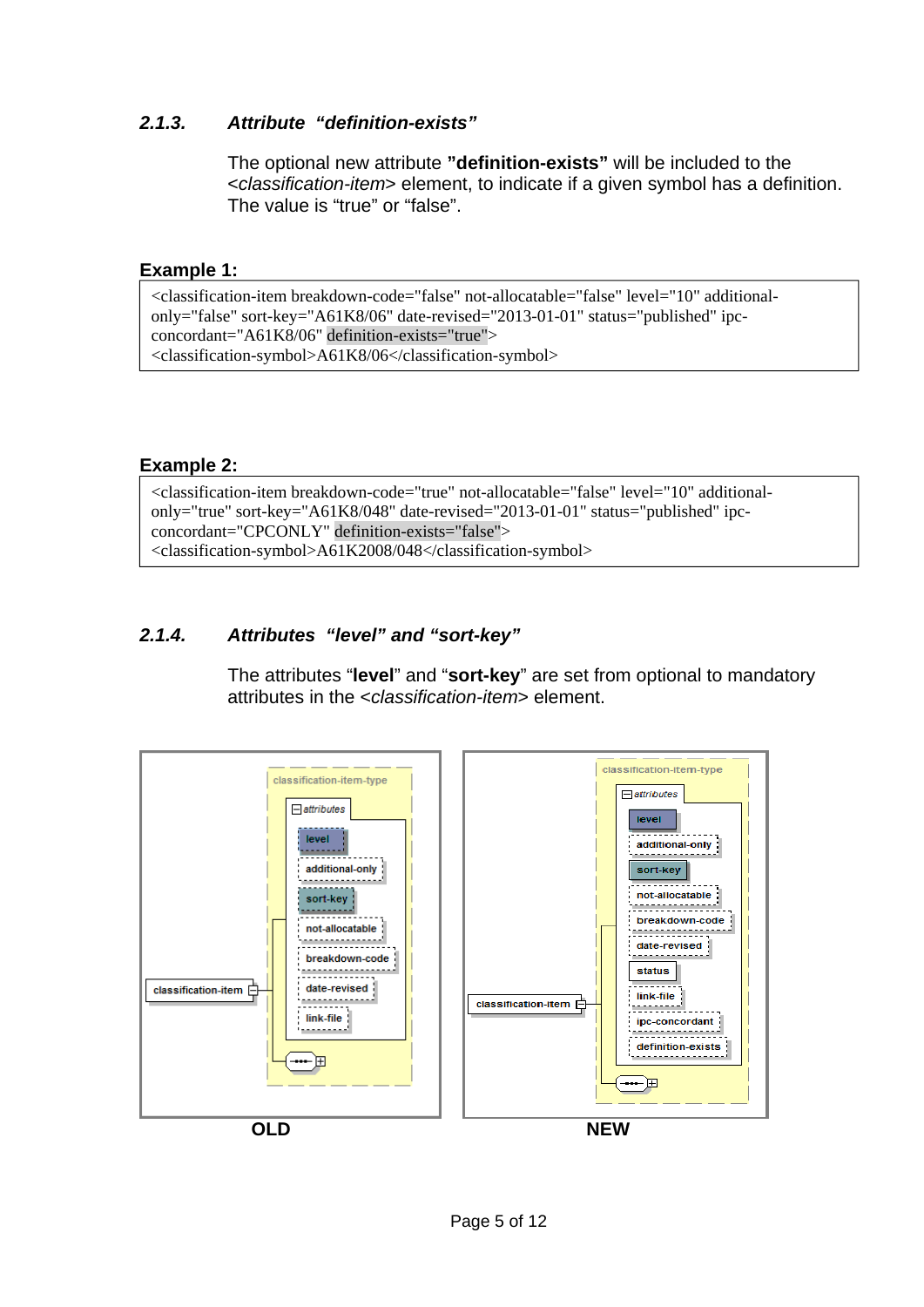### *2.1.3. Attribute "definition-exists"*

The optional new attribute **"definition-exists"** will be included to the <*classification-item*> element, to indicate if a given symbol has a definition. The value is "true" or "false".

**Example 1:**

```
<classification-item breakdown-code="false" not-allocatable="false" level="10" additional-only="false" sort-key="A61K8/06" date-revised="2013-01-01" status="published" ipc-concordant="A61K8/06" definition-exists="true">
<classification-symbol>A61K8/06</classification-symbol>
```

**Example 2:**

```
<classification-item breakdown-code="true" not-allocatable="false" level="10" additional-only="true" sort-key="A61K8/048" date-revised="2013-01-01" status="published" ipc-concordant="CPCONLY" definition-exists="false">
<classification-symbol>A61K2008/048</classification-symbol>
```

### *2.1.4. Attributes "level" and "sort-key"*

The attributes "**level**" and "**sort-key**" are set from optional to mandatory attributes in the <*classification-item*> element.

| OLD | NEW |
|---|---|
| classification-item → classification-item-type, attributes: level, additional-only, sort-key, not-allocatable, breakdown-code, date-revised, link-file | classification-item → classification-item-type, attributes: level, additional-only, sort-key, not-allocatable, breakdown-code, date-revised, status, link-file, ipc-concordant, definition-exists |

**OLD** **NEW**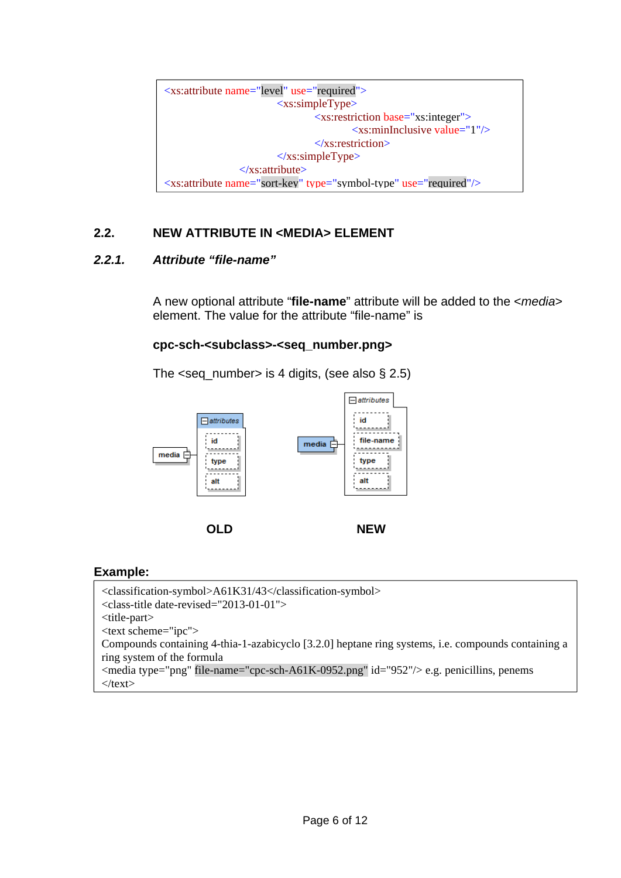```
<xs:attribute name="level" use="required">
    <xs:simpleType>
        <xs:restriction base="xs:integer">
            <xs:minInclusive value="1"/>
        </xs:restriction>
    </xs:simpleType>
</xs:attribute>
<xs:attribute name="sort-key" type="symbol-type" use="required"/>
```

## 2.2. NEW ATTRIBUTE IN <MEDIA> ELEMENT

### *2.2.1. Attribute "file-name"*

A new optional attribute "**file-name**" attribute will be added to the <*media*> element. The value for the attribute "file-name" is

**cpc-sch-<subclass>-<seq_number.png>**

The <seq_number> is 4 digits, (see also § 2.5)

media — attributes: id, type, alt

media — attributes: id, file-name, type, alt

**OLD** **NEW**

**Example:**

```
<classification-symbol>A61K31/43</classification-symbol>
<class-title date-revised="2013-01-01">
<title-part>
<text scheme="ipc">
Compounds containing 4-thia-1-azabicyclo [3.2.0] heptane ring systems, i.e. compounds containing a ring system of the formula
<media type="png" file-name="cpc-sch-A61K-0952.png" id="952"/> e.g. penicillins, penems
</text>
```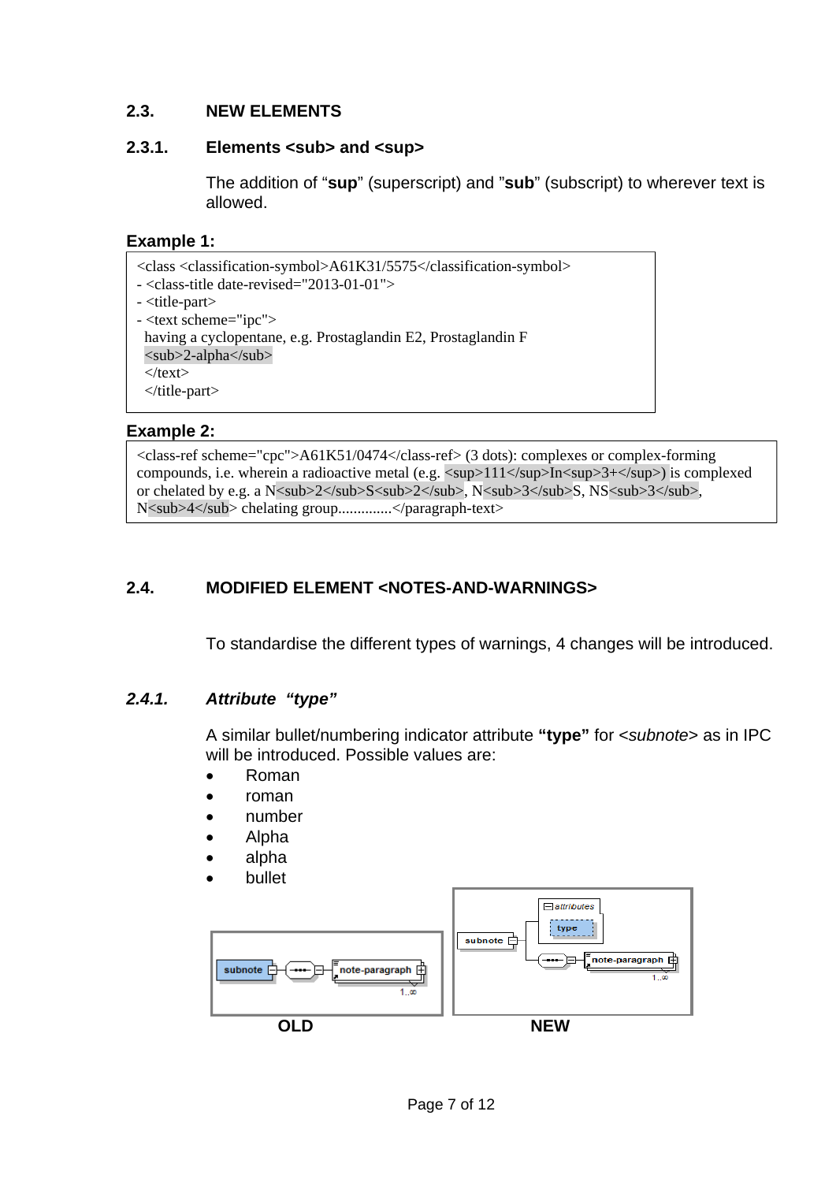## 2.3. NEW ELEMENTS

### 2.3.1. Elements <sub> and <sup>

The addition of "**sup**" (superscript) and "**sub**" (subscript) to wherever text is allowed.

**Example 1:**

```
<class <classification-symbol>A61K31/5575</classification-symbol>
- <class-title date-revised="2013-01-01">
- <title-part>
- <text scheme="ipc">
  having a cyclopentane, e.g. Prostaglandin E2, Prostaglandin F
  <sub>2-alpha</sub>
  </text>
  </title-part>
```

**Example 2:**

```
<class-ref scheme="cpc">A61K51/0474</class-ref> (3 dots): complexes or complex-forming
compounds, i.e. wherein a radioactive metal (e.g. <sup>111</sup>In<sup>3+</sup>) is complexed
or chelated by e.g. a N<sub>2</sub>S<sub>2</sub>, N<sub>3</sub>S, NS<sub>3</sub>,
N<sub>4</sub> chelating group.............</paragraph-text>
```

## 2.4. MODIFIED ELEMENT <NOTES-AND-WARNINGS>

To standardise the different types of warnings, 4 changes will be introduced.

### *2.4.1. Attribute "type"*

A similar bullet/numbering indicator attribute **"type"** for <*subnote*> as in IPC will be introduced. Possible values are:

- Roman
- roman
- number
- Alpha
- alpha
- bullet

| OLD | NEW |
|---|---|
| subnote → note-paragraph (1..∞) | subnote → attributes: type; note-paragraph (1..∞) |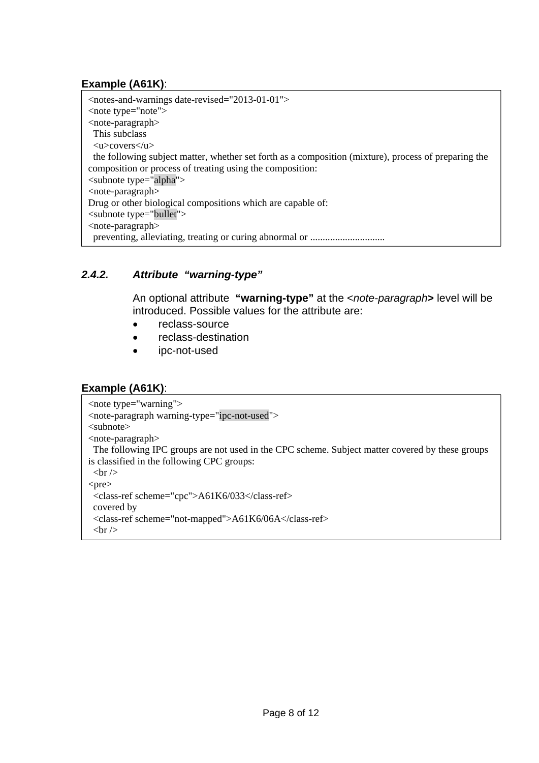**Example (A61K)**:

```
<notes-and-warnings date-revised="2013-01-01">
<note type="note">
<note-paragraph>
  This subclass
  <u>covers</u>
  the following subject matter, whether set forth as a composition (mixture), process of preparing the
composition or process of treating using the composition:
<subnote type="alpha">
<note-paragraph>
Drug or other biological compositions which are capable of:
<subnote type="bullet">
<note-paragraph>
  preventing, alleviating, treating or curing abnormal or ..............................
```

### *2.4.2. Attribute "warning-type"*

An optional attribute **"warning-type"** at the <*note-paragraph*> level will be introduced. Possible values for the attribute are:

- reclass-source
- reclass-destination
- ipc-not-used

**Example (A61K)**:

```
<note type="warning">
<note-paragraph warning-type="ipc-not-used">
<subnote>
<note-paragraph>
  The following IPC groups are not used in the CPC scheme. Subject matter covered by these groups
is classified in the following CPC groups:
  <br />
<pre>
  <class-ref scheme="cpc">A61K6/033</class-ref>
  covered by
  <class-ref scheme="not-mapped">A61K6/06A</class-ref>
  <br />
```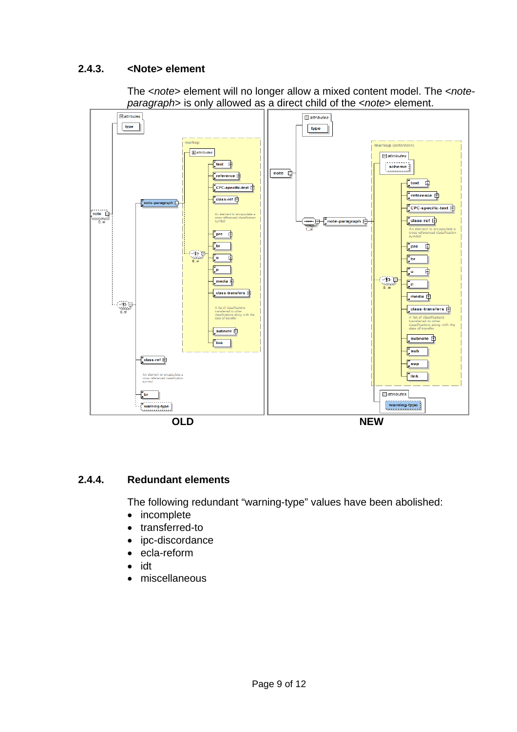### 2.4.3. <Note> element

The <*note*> element will no longer allow a mixed content model. The <*note-paragraph*> is only allowed as a direct child of the <*note*> element.

OLD | NEW

### 2.4.4. Redundant elements

The following redundant "warning-type" values have been abolished:

- incomplete
- transferred-to
- ipc-discordance
- ecla-reform
- idt
- miscellaneous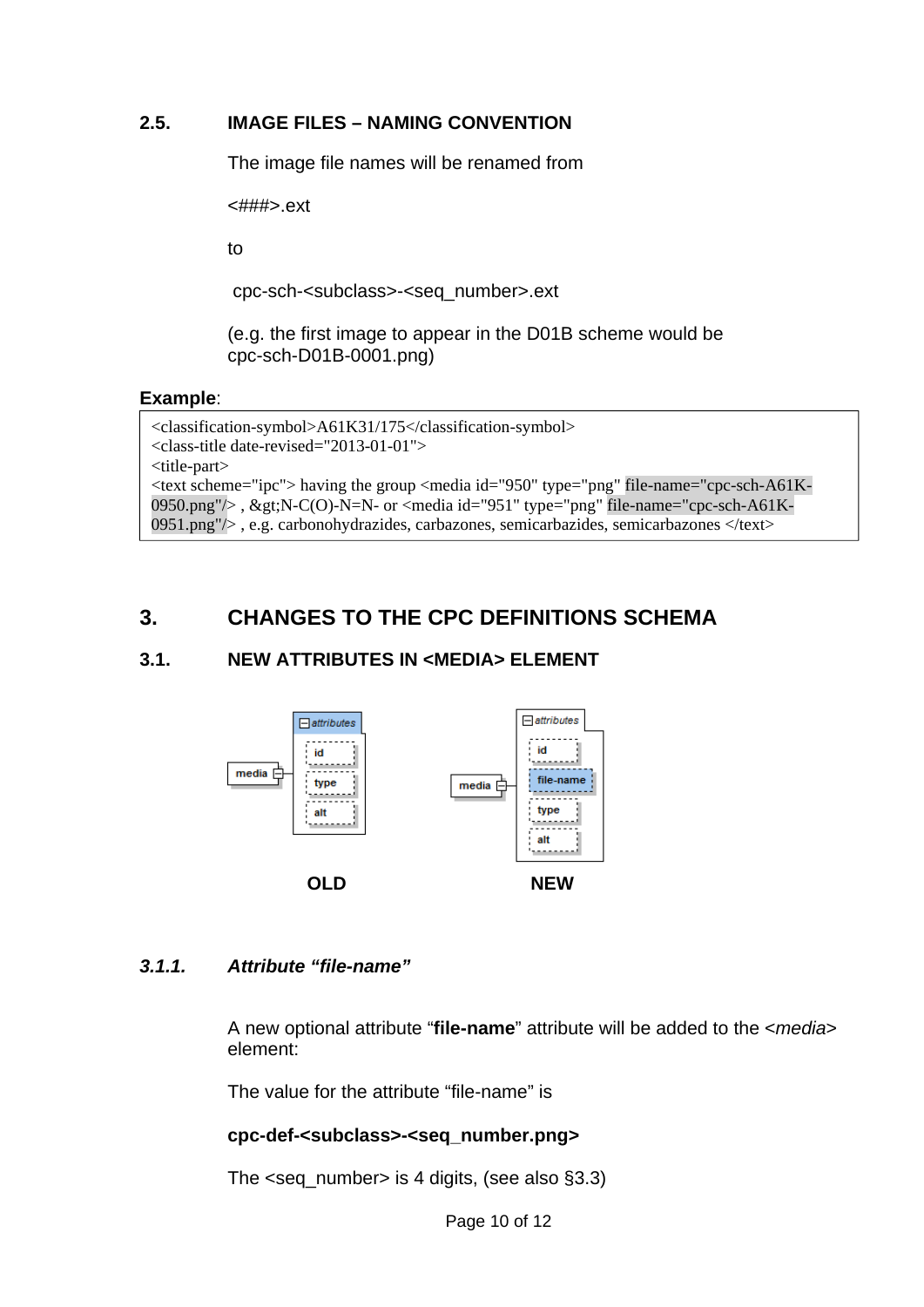## 2.5. IMAGE FILES – NAMING CONVENTION

The image file names will be renamed from

<###>.ext

to

cpc-sch-<subclass>-<seq_number>.ext

(e.g. the first image to appear in the D01B scheme would be cpc-sch-D01B-0001.png)

**Example**:

```
<classification-symbol>A61K31/175</classification-symbol>
<class-title date-revised="2013-01-01">
<title-part>
<text scheme="ipc"> having the group <media id="950" type="png" file-name="cpc-sch-A61K-0950.png"/> , &gt;N-C(O)-N=N- or <media id="951" type="png" file-name="cpc-sch-A61K-0951.png"/> , e.g. carbonohydrazides, carbazones, semicarbazides, semicarbazones </text>
```

# 3. CHANGES TO THE CPC DEFINITIONS SCHEMA

## 3.1. NEW ATTRIBUTES IN <MEDIA> ELEMENT

media — attributes: id, type, alt

**OLD**

media — attributes: id, file-name, type, alt

**NEW**

### *3.1.1. Attribute "file-name"*

A new optional attribute "**file-name**" attribute will be added to the <*media*> element:

The value for the attribute "file-name" is

**cpc-def-<subclass>-<seq_number.png>**

The <seq_number> is 4 digits, (see also §3.3)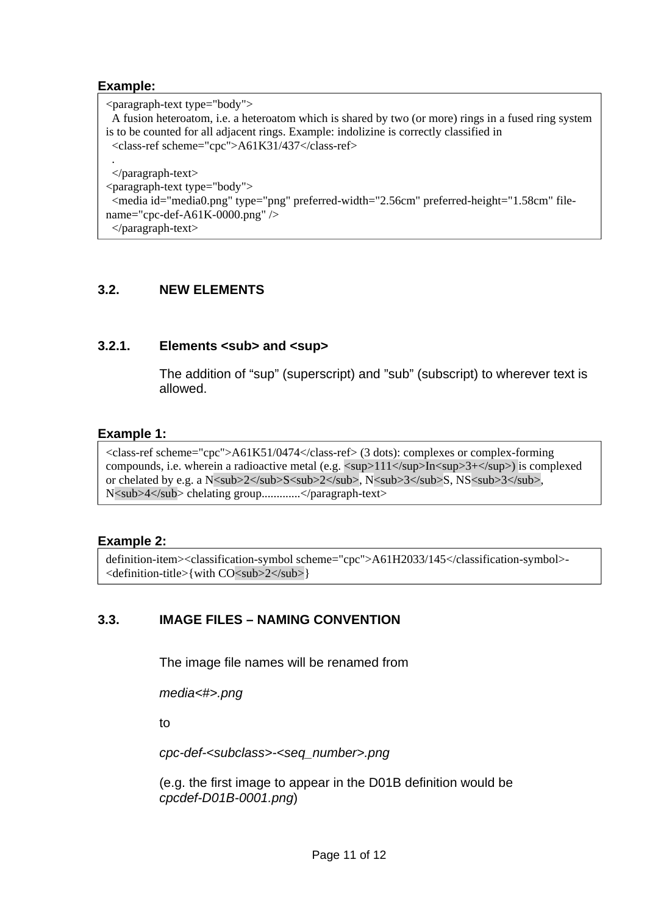**Example:**

```
<paragraph-text type="body">
  A fusion heteroatom, i.e. a heteroatom which is shared by two (or more) rings in a fused ring system
is to be counted for all adjacent rings. Example: indolizine is correctly classified in
  <class-ref scheme="cpc">A61K31/437</class-ref>
  .
  </paragraph-text>
<paragraph-text type="body">
  <media id="media0.png" type="png" preferred-width="2.56cm" preferred-height="1.58cm" file-
name="cpc-def-A61K-0000.png" />
  </paragraph-text>
```

## 3.2. NEW ELEMENTS

### 3.2.1. Elements <sub> and <sup>

The addition of "sup" (superscript) and "sub" (subscript) to wherever text is allowed.

**Example 1:**

```
<class-ref scheme="cpc">A61K51/0474</class-ref> (3 dots): complexes or complex-forming
compounds, i.e. wherein a radioactive metal (e.g. <sup>111</sup>In<sup>3+</sup>) is complexed
or chelated by e.g. a N<sub>2</sub>S<sub>2</sub>, N<sub>3</sub>S, NS<sub>3</sub>,
N<sub>4</sub> chelating group............</paragraph-text>
```

**Example 2:**

```
definition-item><classification-symbol scheme="cpc">A61H2033/145</classification-symbol>-
<definition-title>{with CO<sub>2</sub>}
```

## 3.3. IMAGE FILES – NAMING CONVENTION

The image file names will be renamed from

*media<#>.png*

to

*cpc-def-<subclass>-<seq_number>.png*

(e.g. the first image to appear in the D01B definition would be *cpcdef-D01B-0001.png*)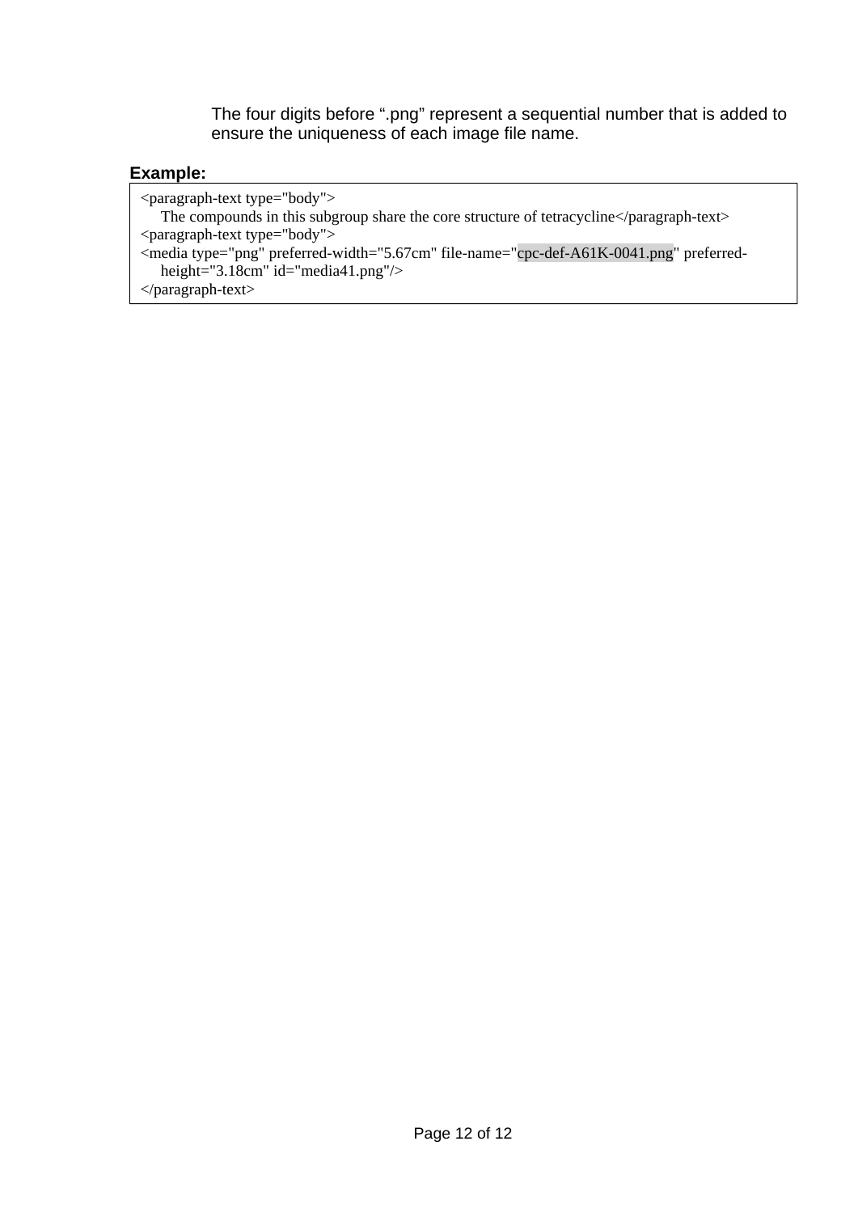The four digits before “.png” represent a sequential number that is added to ensure the uniqueness of each image file name.

**Example:**

```
<paragraph-text type="body">
    The compounds in this subgroup share the core structure of tetracycline</paragraph-text>
<paragraph-text type="body">
<media type="png" preferred-width="5.67cm" file-name="cpc-def-A61K-0041.png" preferred-
    height="3.18cm" id="media41.png"/>
</paragraph-text>
```